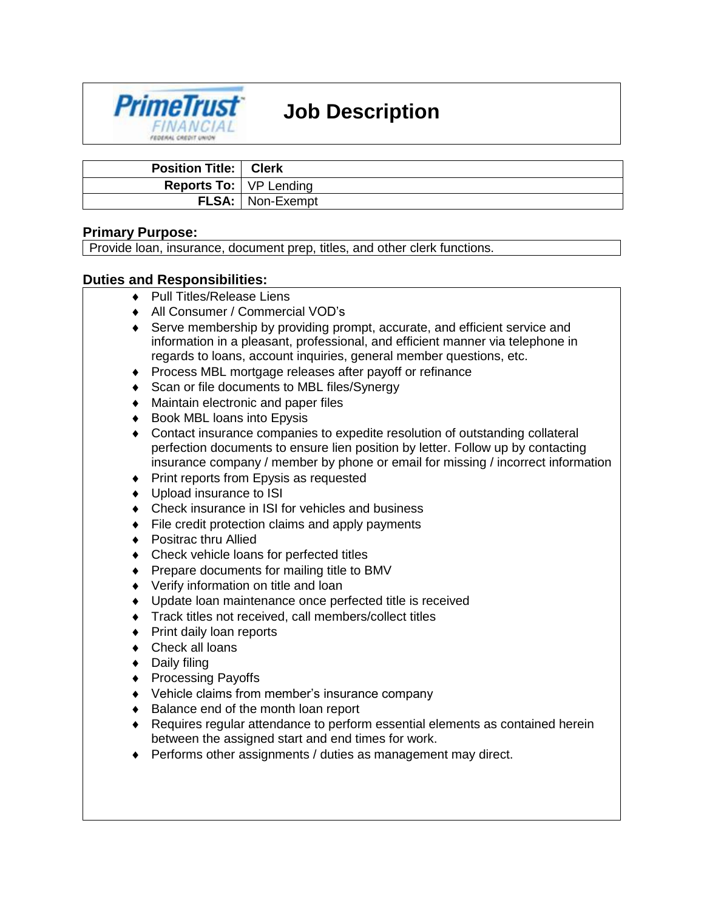PrimeTrust FINANCIAL FEDERAL CREDIT UNION

# Job Description

| Position Title: | Clerk |
|---|---|
| Reports To: | VP Lending |
| FLSA: | Non-Exempt |

## Primary Purpose:

Provide loan, insurance, document prep, titles, and other clerk functions.

## Duties and Responsibilities:

- Pull Titles/Release Liens
- All Consumer / Commercial VOD's
- Serve membership by providing prompt, accurate, and efficient service and information in a pleasant, professional, and efficient manner via telephone in regards to loans, account inquiries, general member questions, etc.
- Process MBL mortgage releases after payoff or refinance
- Scan or file documents to MBL files/Synergy
- Maintain electronic and paper files
- Book MBL loans into Epysis
- Contact insurance companies to expedite resolution of outstanding collateral perfection documents to ensure lien position by letter. Follow up by contacting insurance company / member by phone or email for missing / incorrect information
- Print reports from Epysis as requested
- Upload insurance to ISI
- Check insurance in ISI for vehicles and business
- File credit protection claims and apply payments
- Positrac thru Allied
- Check vehicle loans for perfected titles
- Prepare documents for mailing title to BMV
- Verify information on title and loan
- Update loan maintenance once perfected title is received
- Track titles not received, call members/collect titles
- Print daily loan reports
- Check all loans
- Daily filing
- Processing Payoffs
- Vehicle claims from member's insurance company
- Balance end of the month loan report
- Requires regular attendance to perform essential elements as contained herein between the assigned start and end times for work.
- Performs other assignments / duties as management may direct.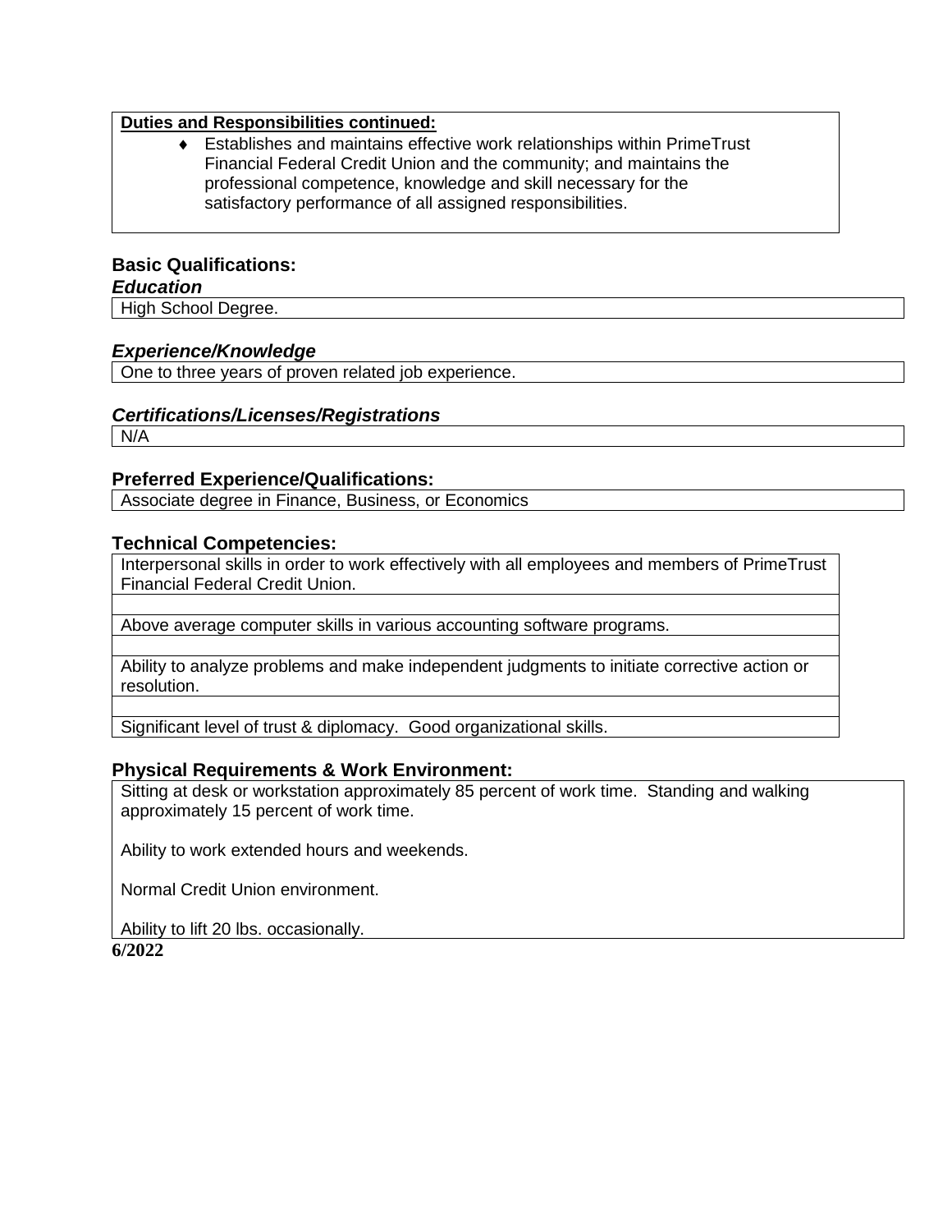**Duties and Responsibilities continued:**

- Establishes and maintains effective work relationships within PrimeTrust Financial Federal Credit Union and the community; and maintains the professional competence, knowledge and skill necessary for the satisfactory performance of all assigned responsibilities.

### Basic Qualifications:

***Education***

High School Degree.

***Experience/Knowledge***

One to three years of proven related job experience.

***Certifications/Licenses/Registrations***

N/A

### Preferred Experience/Qualifications:

Associate degree in Finance, Business, or Economics

### Technical Competencies:

Interpersonal skills in order to work effectively with all employees and members of PrimeTrust Financial Federal Credit Union.

Above average computer skills in various accounting software programs.

Ability to analyze problems and make independent judgments to initiate corrective action or resolution.

Significant level of trust & diplomacy. Good organizational skills.

### Physical Requirements & Work Environment:

Sitting at desk or workstation approximately 85 percent of work time. Standing and walking approximately 15 percent of work time.

Ability to work extended hours and weekends.

Normal Credit Union environment.

Ability to lift 20 lbs. occasionally.

**6/2022**